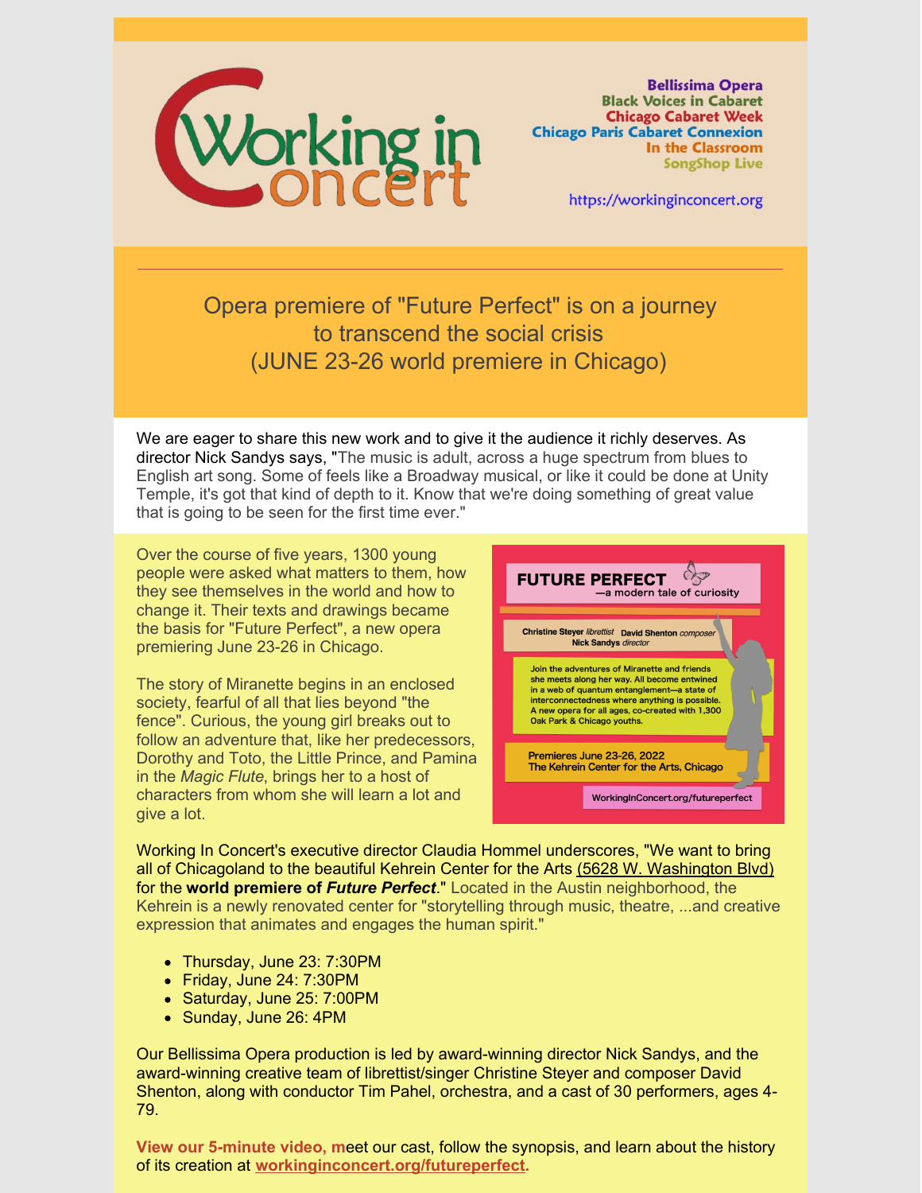# Working in Concert

**Bellissima Opera**
**Black Voices in Cabaret**
**Chicago Cabaret Week**
**Chicago Paris Cabaret Connexion**
**In the Classroom**
**SongShop Live**

https://workinginconcert.org

---

## Opera premiere of "Future Perfect" is on a journey to transcend the social crisis (JUNE 23-26 world premiere in Chicago)

We are eager to share this new work and to give it the audience it richly deserves. As director Nick Sandys says, "The music is adult, across a huge spectrum from blues to English art song. Some of feels like a Broadway musical, or like it could be done at Unity Temple, it's got that kind of depth to it. Know that we're doing something of great value that is going to be seen for the first time ever."

Over the course of five years, 1300 young people were asked what matters to them, how they see themselves in the world and how to change it. Their texts and drawings became the basis for "Future Perfect", a new opera premiering June 23-26 in Chicago.

The story of Miranette begins in an enclosed society, fearful of all that lies beyond "the fence". Curious, the young girl breaks out to follow an adventure that, like her predecessors, Dorothy and Toto, the Little Prince, and Pamina in the *Magic Flute*, brings her to a host of characters from whom she will learn a lot and give a lot.

**FUTURE PERFECT**
—a modern tale of curiosity

**Christine Steyer** *librettist* **David Shenton** *composer*
**Nick Sandys** *director*

Join the adventures of Miranette and friends she meets along her way. All become entwined in a web of quantum entanglement—a state of interconnectedness where anything is possible. A new opera for all ages, co-created with 1,300 Oak Park & Chicago youths.

Premieres June 23-26, 2022
The Kehrein Center for the Arts, Chicago

WorkingInConcert.org/futureperfect

Working In Concert's executive director Claudia Hommel underscores, "We want to bring all of Chicagoland to the beautiful Kehrein Center for the Arts (5628 W. Washington Blvd) for the **world premiere of *Future Perfect***." Located in the Austin neighborhood, the Kehrein is a newly renovated center for "storytelling through music, theatre, ...and creative expression that animates and engages the human spirit."

- Thursday, June 23: 7:30PM
- Friday, June 24: 7:30PM
- Saturday, June 25: 7:00PM
- Sunday, June 26: 4PM

Our Bellissima Opera production is led by award-winning director Nick Sandys, and the award-winning creative team of librettist/singer Christine Steyer and composer David Shenton, along with conductor Tim Pahel, orchestra, and a cast of 30 performers, ages 4-79.

**View our 5-minute video, m**eet our cast, follow the synopsis, and learn about the history of its creation at **workinginconcert.org/futureperfect.**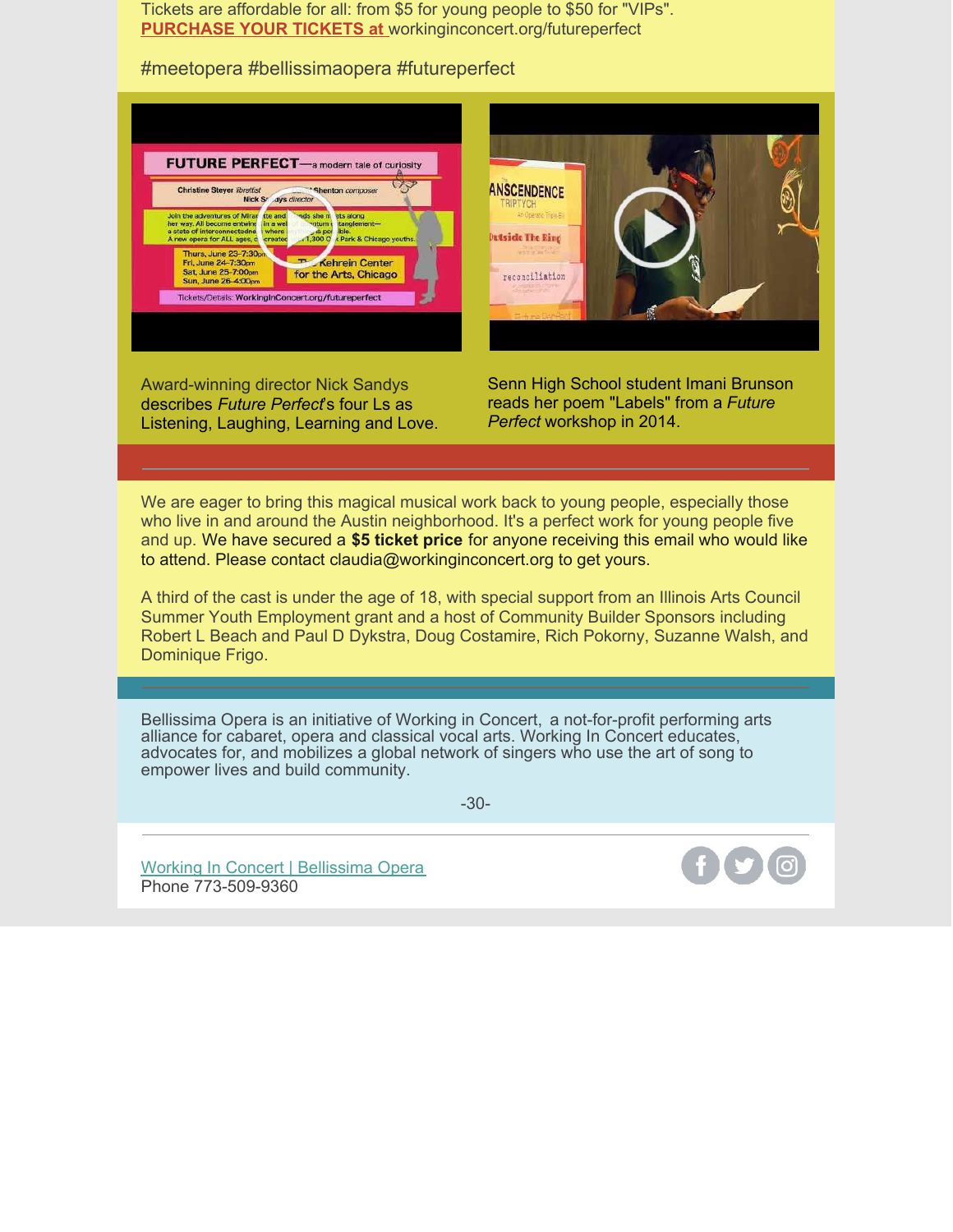Tickets are affordable for all: from $5 for young people to $50 for "VIPs".
**PURCHASE YOUR TICKETS at** workinginconcert.org/futureperfect

#meetopera #bellissimaopera #futureperfect

Award-winning director Nick Sandys describes *Future Perfect*'s four Ls as Listening, Laughing, Learning and Love.

Senn High School student Imani Brunson reads her poem "Labels" from a *Future Perfect* workshop in 2014.

---

We are eager to bring this magical musical work back to young people, especially those who live in and around the Austin neighborhood. It's a perfect work for young people five and up. We have secured a **$5 ticket price** for anyone receiving this email who would like to attend. Please contact claudia@workinginconcert.org to get yours.

A third of the cast is under the age of 18, with special support from an Illinois Arts Council Summer Youth Employment grant and a host of Community Builder Sponsors including Robert L Beach and Paul D Dykstra, Doug Costamire, Rich Pokorny, Suzanne Walsh, and Dominique Frigo.

---

Bellissima Opera is an initiative of Working in Concert, a not-for-profit performing arts alliance for cabaret, opera and classical vocal arts. Working In Concert educates, advocates for, and mobilizes a global network of singers who use the art of song to empower lives and build community.

-30-

---

Working In Concert | Bellissima Opera
Phone 773-509-9360